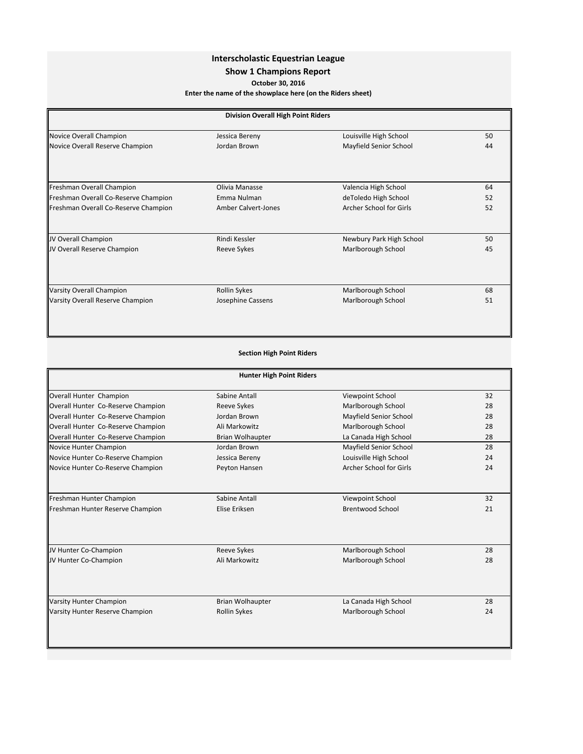# Interscholastic Equestrian League

## Show 1 Champions Report

**October 30, 2016**

**Enter the name of the showplace here (on the Riders sheet)**

### Division Overall High Point Riders

| Award | Rider | School | Points |
|---|---|---|---|
| Novice Overall Champion | Jessica Bereny | Louisville High School | 50 |
| Novice Overall Reserve Champion | Jordan Brown | Mayfield Senior School | 44 |
| Freshman Overall Champion | Olivia Manasse | Valencia High School | 64 |
| Freshman Overall Co-Reserve Champion | Emma Nulman | deToledo High School | 52 |
| Freshman Overall Co-Reserve Champion | Amber Calvert-Jones | Archer School for Girls | 52 |
| JV Overall Champion | Rindi Kessler | Newbury Park High School | 50 |
| JV Overall Reserve Champion | Reeve Sykes | Marlborough School | 45 |
| Varsity Overall Champion | Rollin Sykes | Marlborough School | 68 |
| Varsity Overall Reserve Champion | Josephine Cassens | Marlborough School | 51 |

### Section High Point Riders

#### Hunter High Point Riders

| Award | Rider | School | Points |
|---|---|---|---|
| Overall Hunter Champion | Sabine Antall | Viewpoint School | 32 |
| Overall Hunter Co-Reserve Champion | Reeve Sykes | Marlborough School | 28 |
| Overall Hunter Co-Reserve Champion | Jordan Brown | Mayfield Senior School | 28 |
| Overall Hunter Co-Reserve Champion | Ali Markowitz | Marlborough School | 28 |
| Overall Hunter Co-Reserve Champion | Brian Wolhaupter | La Canada High School | 28 |
| Novice Hunter Champion | Jordan Brown | Mayfield Senior School | 28 |
| Novice Hunter Co-Reserve Champion | Jessica Bereny | Louisville High School | 24 |
| Novice Hunter Co-Reserve Champion | Peyton Hansen | Archer School for Girls | 24 |
| Freshman Hunter Champion | Sabine Antall | Viewpoint School | 32 |
| Freshman Hunter Reserve Champion | Elise Eriksen | Brentwood School | 21 |
| JV Hunter Co-Champion | Reeve Sykes | Marlborough School | 28 |
| JV Hunter Co-Champion | Ali Markowitz | Marlborough School | 28 |
| Varsity Hunter Champion | Brian Wolhaupter | La Canada High School | 28 |
| Varsity Hunter Reserve Champion | Rollin Sykes | Marlborough School | 24 |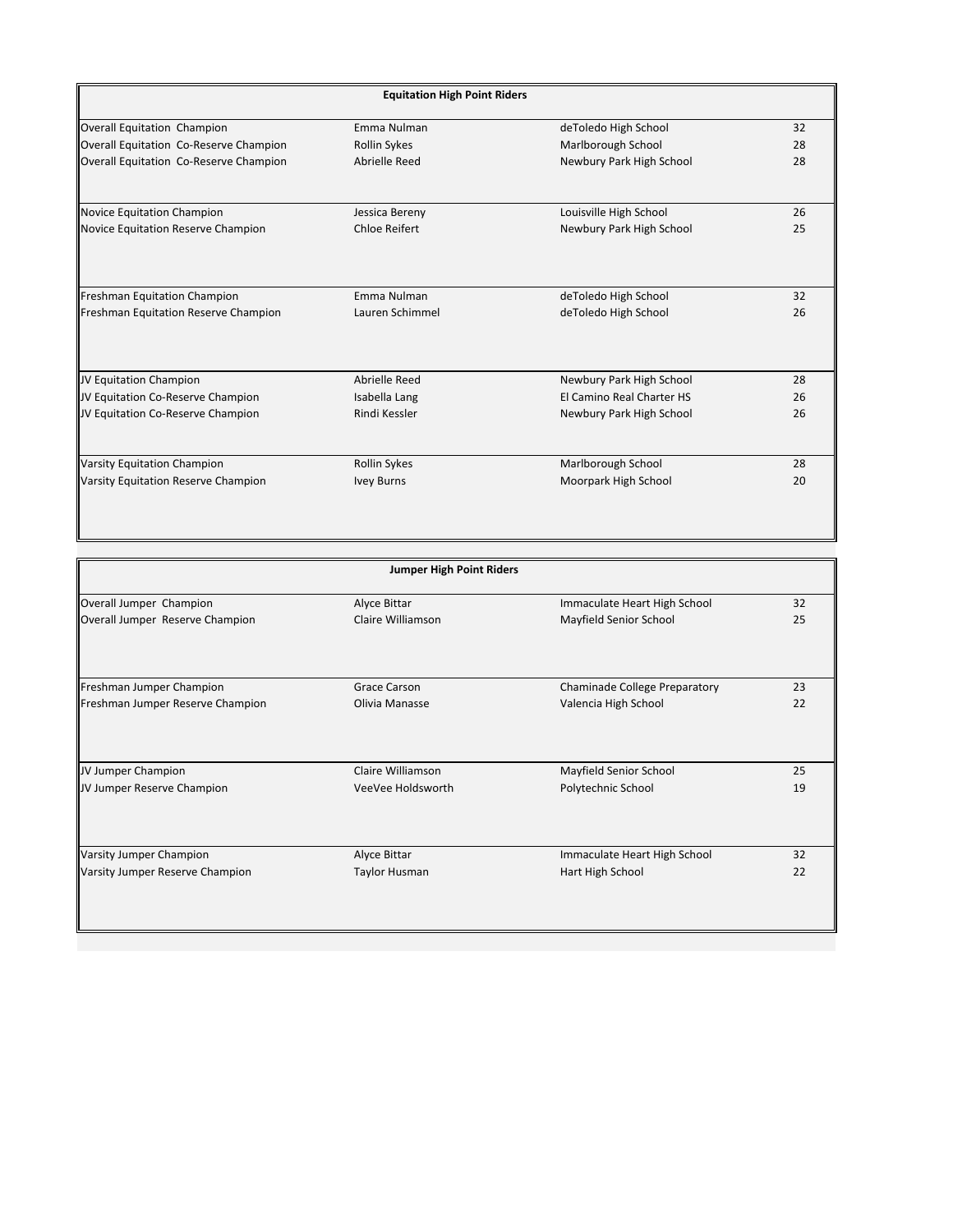| Equitation High Point Riders | | | |
|---|---|---|---|
| Overall Equitation Champion | Emma Nulman | deToledo High School | 32 |
| Overall Equitation Co-Reserve Champion | Rollin Sykes | Marlborough School | 28 |
| Overall Equitation Co-Reserve Champion | Abrielle Reed | Newbury Park High School | 28 |
| Novice Equitation Champion | Jessica Bereny | Louisville High School | 26 |
| Novice Equitation Reserve Champion | Chloe Reifert | Newbury Park High School | 25 |
| Freshman Equitation Champion | Emma Nulman | deToledo High School | 32 |
| Freshman Equitation Reserve Champion | Lauren Schimmel | deToledo High School | 26 |
| JV Equitation Champion | Abrielle Reed | Newbury Park High School | 28 |
| JV Equitation Co-Reserve Champion | Isabella Lang | El Camino Real Charter HS | 26 |
| JV Equitation Co-Reserve Champion | Rindi Kessler | Newbury Park High School | 26 |
| Varsity Equitation Champion | Rollin Sykes | Marlborough School | 28 |
| Varsity Equitation Reserve Champion | Ivey Burns | Moorpark High School | 20 |

| Jumper High Point Riders | | | |
|---|---|---|---|
| Overall Jumper Champion | Alyce Bittar | Immaculate Heart High School | 32 |
| Overall Jumper Reserve Champion | Claire Williamson | Mayfield Senior School | 25 |
| Freshman Jumper Champion | Grace Carson | Chaminade College Preparatory | 23 |
| Freshman Jumper Reserve Champion | Olivia Manasse | Valencia High School | 22 |
| JV Jumper Champion | Claire Williamson | Mayfield Senior School | 25 |
| JV Jumper Reserve Champion | VeeVee Holdsworth | Polytechnic School | 19 |
| Varsity Jumper Champion | Alyce Bittar | Immaculate Heart High School | 32 |
| Varsity Jumper Reserve Champion | Taylor Husman | Hart High School | 22 |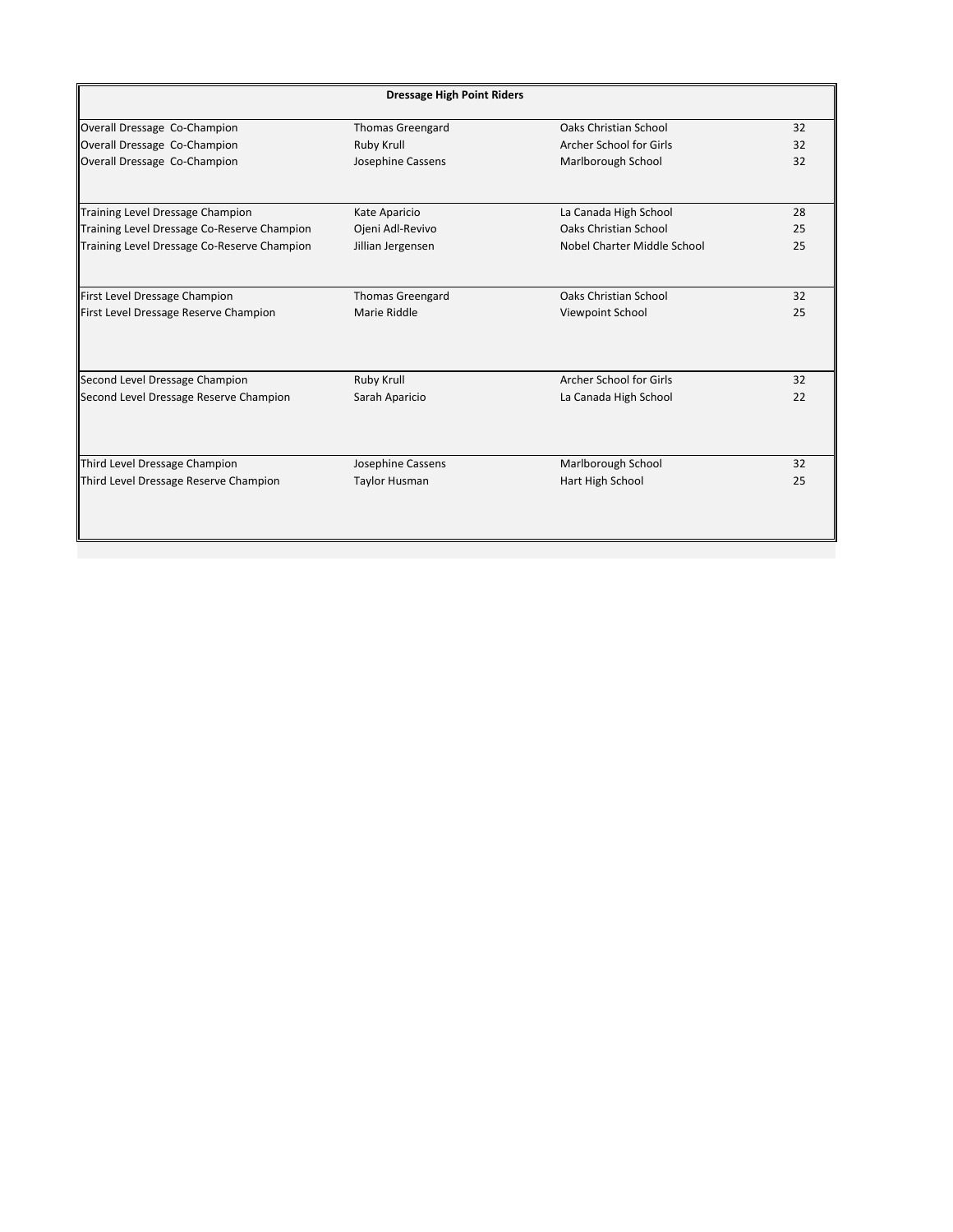**Dressage High Point Riders**

| | | | |
|---|---|---|---|
| Overall Dressage Co-Champion | Thomas Greengard | Oaks Christian School | 32 |
| Overall Dressage Co-Champion | Ruby Krull | Archer School for Girls | 32 |
| Overall Dressage Co-Champion | Josephine Cassens | Marlborough School | 32 |
| Training Level Dressage Champion | Kate Aparicio | La Canada High School | 28 |
| Training Level Dressage Co-Reserve Champion | Ojeni Adl-Revivo | Oaks Christian School | 25 |
| Training Level Dressage Co-Reserve Champion | Jillian Jergensen | Nobel Charter Middle School | 25 |
| First Level Dressage Champion | Thomas Greengard | Oaks Christian School | 32 |
| First Level Dressage Reserve Champion | Marie Riddle | Viewpoint School | 25 |
| Second Level Dressage Champion | Ruby Krull | Archer School for Girls | 32 |
| Second Level Dressage Reserve Champion | Sarah Aparicio | La Canada High School | 22 |
| Third Level Dressage Champion | Josephine Cassens | Marlborough School | 32 |
| Third Level Dressage Reserve Champion | Taylor Husman | Hart High School | 25 |